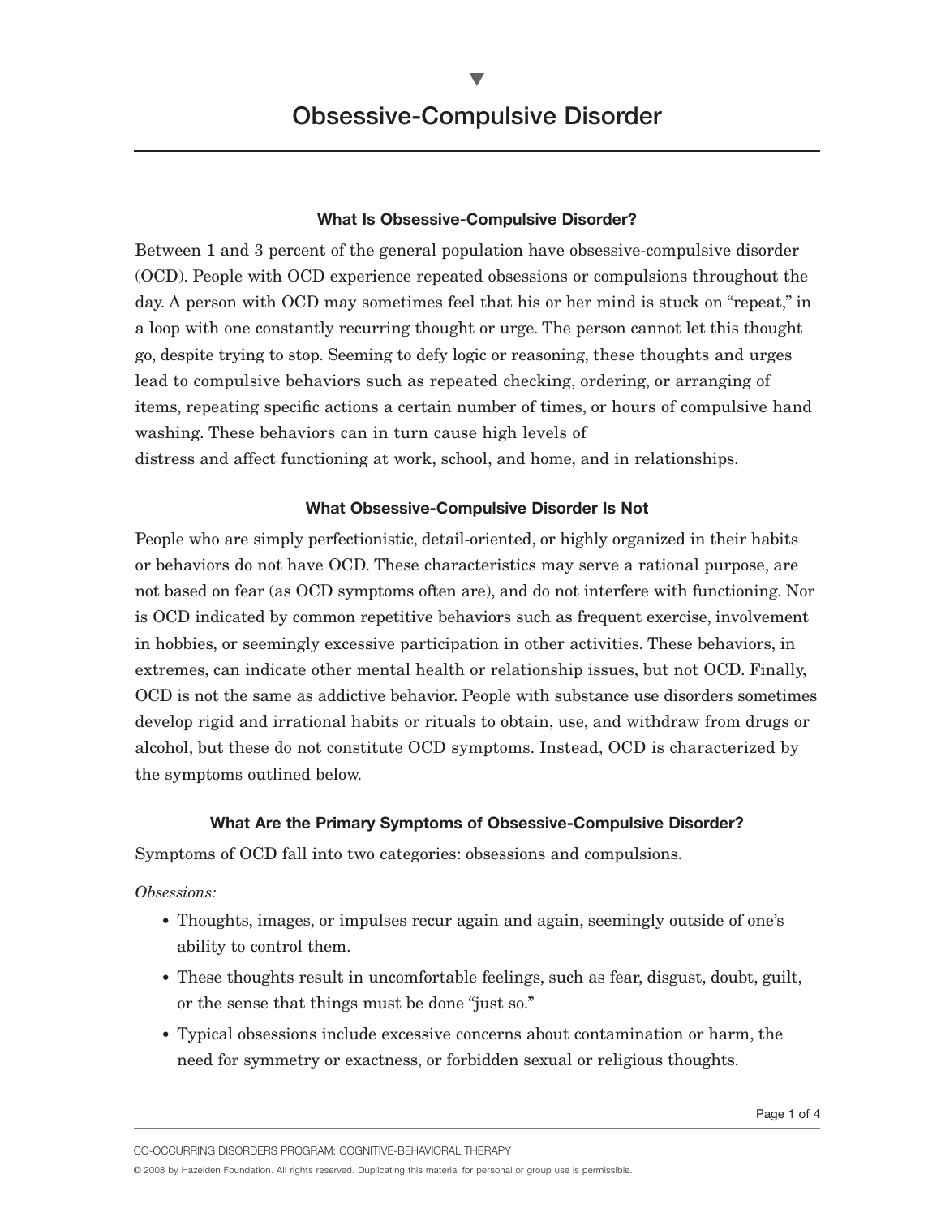# Obsessive-Compulsive Disorder

## What Is Obsessive-Compulsive Disorder?

Between 1 and 3 percent of the general population have obsessive-compulsive disorder (OCD). People with OCD experience repeated obsessions or compulsions throughout the day. A person with OCD may sometimes feel that his or her mind is stuck on "repeat," in a loop with one constantly recurring thought or urge. The person cannot let this thought go, despite trying to stop. Seeming to defy logic or reasoning, these thoughts and urges lead to compulsive behaviors such as repeated checking, ordering, or arranging of items, repeating specific actions a certain number of times, or hours of compulsive hand washing. These behaviors can in turn cause high levels of distress and affect functioning at work, school, and home, and in relationships.

## What Obsessive-Compulsive Disorder Is Not

People who are simply perfectionistic, detail-oriented, or highly organized in their habits or behaviors do not have OCD. These characteristics may serve a rational purpose, are not based on fear (as OCD symptoms often are), and do not interfere with functioning. Nor is OCD indicated by common repetitive behaviors such as frequent exercise, involvement in hobbies, or seemingly excessive participation in other activities. These behaviors, in extremes, can indicate other mental health or relationship issues, but not OCD. Finally, OCD is not the same as addictive behavior. People with substance use disorders sometimes develop rigid and irrational habits or rituals to obtain, use, and withdraw from drugs or alcohol, but these do not constitute OCD symptoms. Instead, OCD is characterized by the symptoms outlined below.

## What Are the Primary Symptoms of Obsessive-Compulsive Disorder?

Symptoms of OCD fall into two categories: obsessions and compulsions.

*Obsessions:*

- Thoughts, images, or impulses recur again and again, seemingly outside of one's ability to control them.
- These thoughts result in uncomfortable feelings, such as fear, disgust, doubt, guilt, or the sense that things must be done "just so."
- Typical obsessions include excessive concerns about contamination or harm, the need for symmetry or exactness, or forbidden sexual or religious thoughts.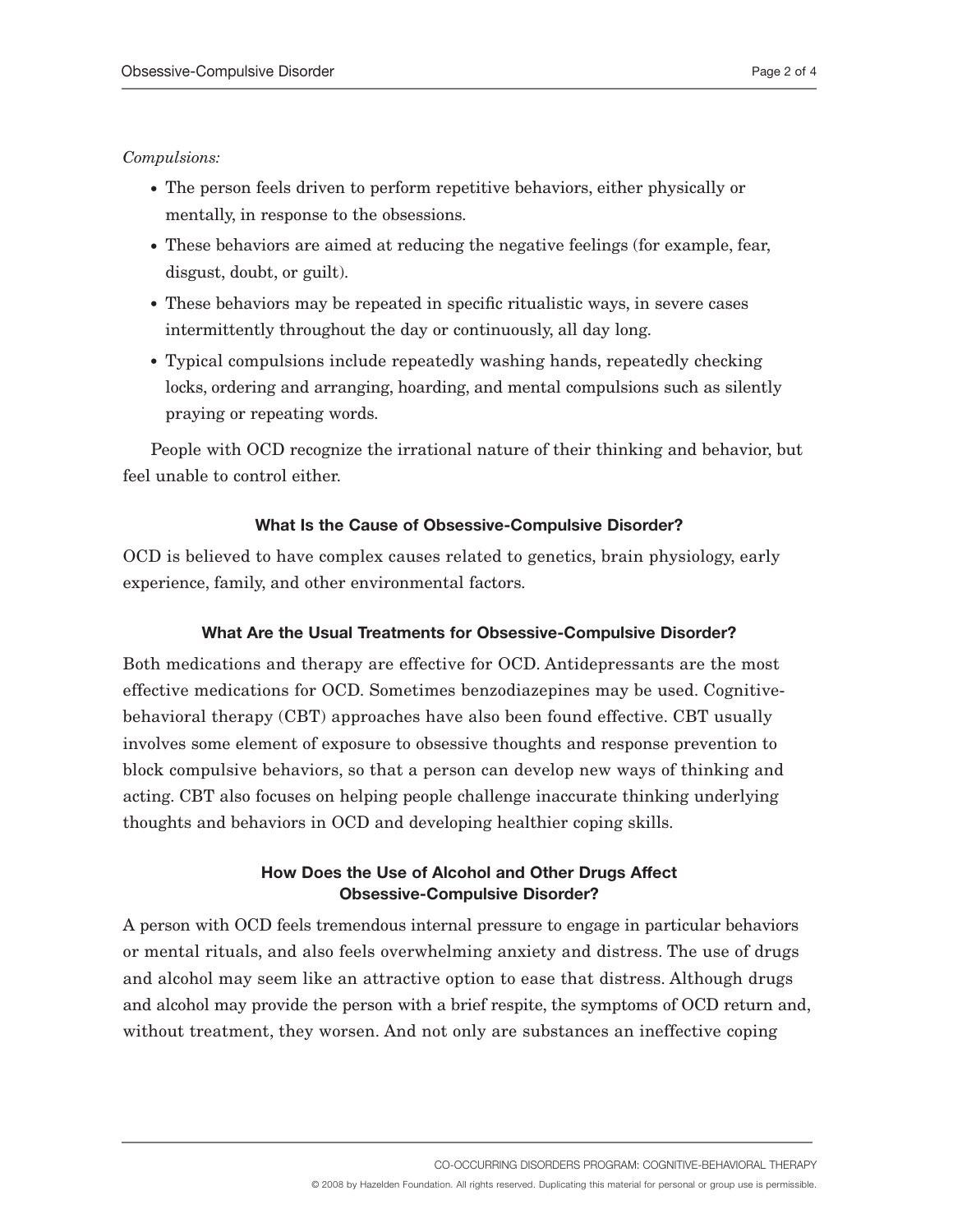*Compulsions:*

- The person feels driven to perform repetitive behaviors, either physically or mentally, in response to the obsessions.
- These behaviors are aimed at reducing the negative feelings (for example, fear, disgust, doubt, or guilt).
- These behaviors may be repeated in specific ritualistic ways, in severe cases intermittently throughout the day or continuously, all day long.
- Typical compulsions include repeatedly washing hands, repeatedly checking locks, ordering and arranging, hoarding, and mental compulsions such as silently praying or repeating words.

People with OCD recognize the irrational nature of their thinking and behavior, but feel unable to control either.

## What Is the Cause of Obsessive-Compulsive Disorder?

OCD is believed to have complex causes related to genetics, brain physiology, early experience, family, and other environmental factors.

## What Are the Usual Treatments for Obsessive-Compulsive Disorder?

Both medications and therapy are effective for OCD. Antidepressants are the most effective medications for OCD. Sometimes benzodiazepines may be used. Cognitive-behavioral therapy (CBT) approaches have also been found effective. CBT usually involves some element of exposure to obsessive thoughts and response prevention to block compulsive behaviors, so that a person can develop new ways of thinking and acting. CBT also focuses on helping people challenge inaccurate thinking underlying thoughts and behaviors in OCD and developing healthier coping skills.

## How Does the Use of Alcohol and Other Drugs Affect Obsessive-Compulsive Disorder?

A person with OCD feels tremendous internal pressure to engage in particular behaviors or mental rituals, and also feels overwhelming anxiety and distress. The use of drugs and alcohol may seem like an attractive option to ease that distress. Although drugs and alcohol may provide the person with a brief respite, the symptoms of OCD return and, without treatment, they worsen. And not only are substances an ineffective coping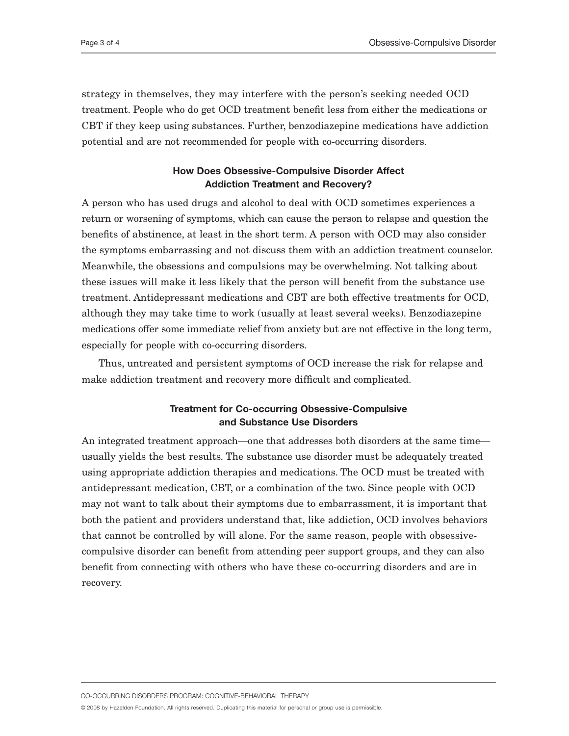strategy in themselves, they may interfere with the person's seeking needed OCD treatment. People who do get OCD treatment benefit less from either the medications or CBT if they keep using substances. Further, benzodiazepine medications have addiction potential and are not recommended for people with co-occurring disorders.

### How Does Obsessive-Compulsive Disorder Affect Addiction Treatment and Recovery?

A person who has used drugs and alcohol to deal with OCD sometimes experiences a return or worsening of symptoms, which can cause the person to relapse and question the benefits of abstinence, at least in the short term. A person with OCD may also consider the symptoms embarrassing and not discuss them with an addiction treatment counselor. Meanwhile, the obsessions and compulsions may be overwhelming. Not talking about these issues will make it less likely that the person will benefit from the substance use treatment. Antidepressant medications and CBT are both effective treatments for OCD, although they may take time to work (usually at least several weeks). Benzodiazepine medications offer some immediate relief from anxiety but are not effective in the long term, especially for people with co-occurring disorders.

Thus, untreated and persistent symptoms of OCD increase the risk for relapse and make addiction treatment and recovery more difficult and complicated.

### Treatment for Co-occurring Obsessive-Compulsive and Substance Use Disorders

An integrated treatment approach—one that addresses both disorders at the same time—usually yields the best results. The substance use disorder must be adequately treated using appropriate addiction therapies and medications. The OCD must be treated with antidepressant medication, CBT, or a combination of the two. Since people with OCD may not want to talk about their symptoms due to embarrassment, it is important that both the patient and providers understand that, like addiction, OCD involves behaviors that cannot be controlled by will alone. For the same reason, people with obsessive-compulsive disorder can benefit from attending peer support groups, and they can also benefit from connecting with others who have these co-occurring disorders and are in recovery.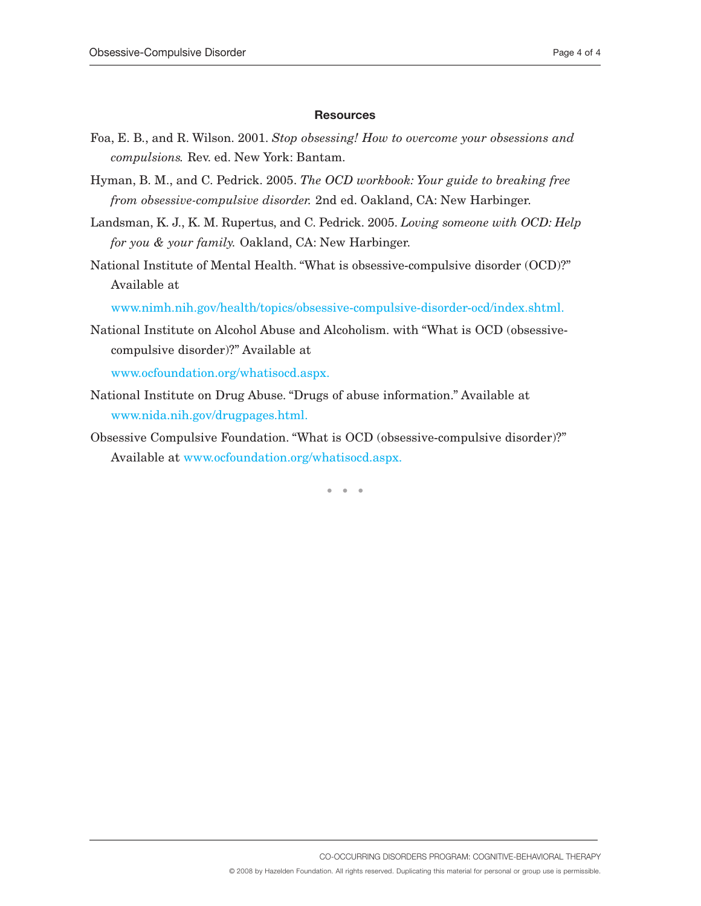**Resources**

Foa, E. B., and R. Wilson. 2001. *Stop obsessing! How to overcome your obsessions and compulsions.* Rev. ed. New York: Bantam.

Hyman, B. M., and C. Pedrick. 2005. *The OCD workbook: Your guide to breaking free from obsessive-compulsive disorder.* 2nd ed. Oakland, CA: New Harbinger.

Landsman, K. J., K. M. Rupertus, and C. Pedrick. 2005. *Loving someone with OCD: Help for you & your family.* Oakland, CA: New Harbinger.

National Institute of Mental Health. "What is obsessive-compulsive disorder (OCD)?" Available at

www.nimh.nih.gov/health/topics/obsessive-compulsive-disorder-ocd/index.shtml.

National Institute on Alcohol Abuse and Alcoholism. with "What is OCD (obsessive-compulsive disorder)?" Available at

www.ocfoundation.org/whatisocd.aspx.

National Institute on Drug Abuse. "Drugs of abuse information." Available at www.nida.nih.gov/drugpages.html.

Obsessive Compulsive Foundation. "What is OCD (obsessive-compulsive disorder)?" Available at www.ocfoundation.org/whatisocd.aspx.

• • •

CO-OCCURRING DISORDERS PROGRAM: COGNITIVE-BEHAVIORAL THERAPY

© 2008 by Hazelden Foundation. All rights reserved. Duplicating this material for personal or group use is permissible.